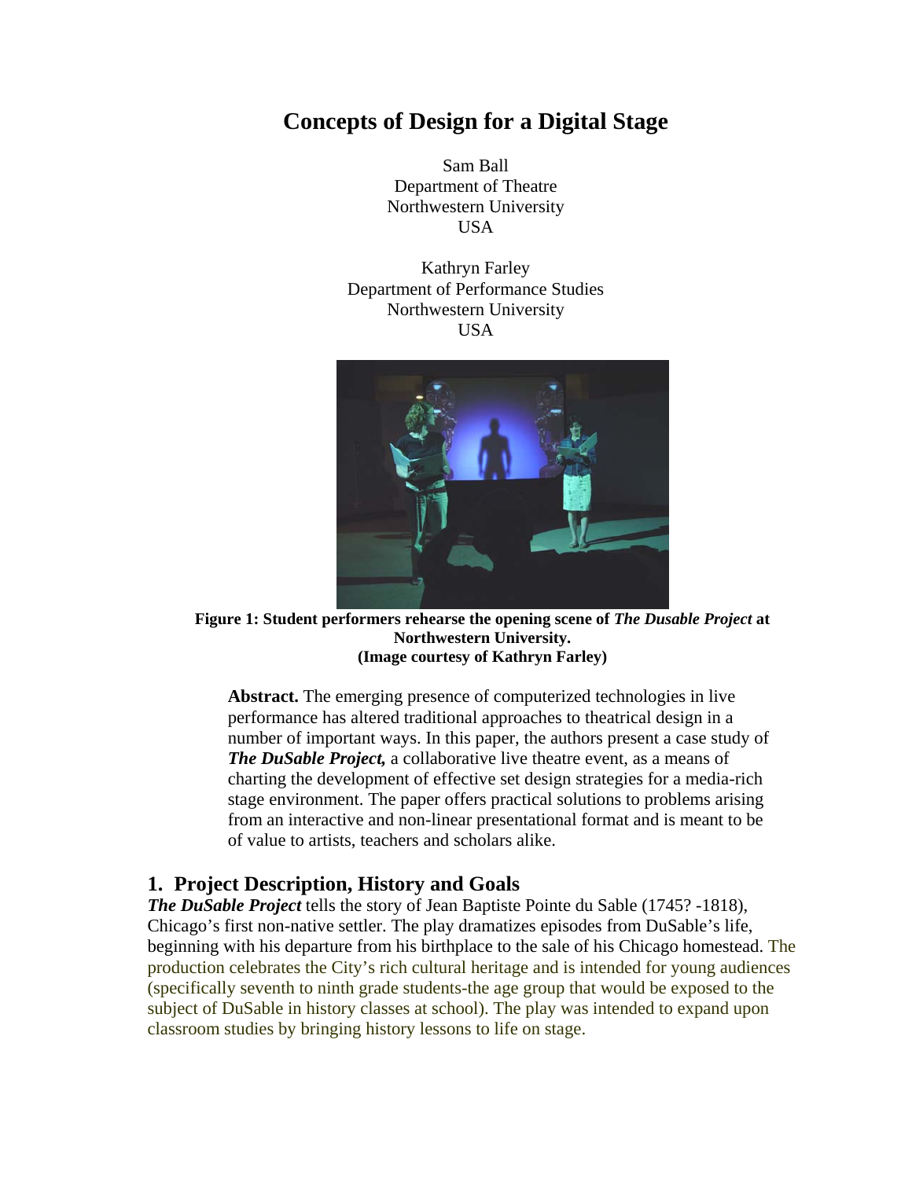# Concepts of Design for a Digital Stage

Sam Ball
Department of Theatre
Northwestern University
USA

Kathryn Farley
Department of Performance Studies
Northwestern University
USA

**Figure 1: Student performers rehearse the opening scene of *The Dusable Project* at Northwestern University.**
**(Image courtesy of Kathryn Farley)**

**Abstract.** The emerging presence of computerized technologies in live performance has altered traditional approaches to theatrical design in a number of important ways. In this paper, the authors present a case study of ***The DuSable Project,*** a collaborative live theatre event, as a means of charting the development of effective set design strategies for a media-rich stage environment. The paper offers practical solutions to problems arising from an interactive and non-linear presentational format and is meant to be of value to artists, teachers and scholars alike.

## 1. Project Description, History and Goals

***The DuSable Project*** tells the story of Jean Baptiste Pointe du Sable (1745? -1818), Chicago's first non-native settler. The play dramatizes episodes from DuSable's life, beginning with his departure from his birthplace to the sale of his Chicago homestead. The production celebrates the City's rich cultural heritage and is intended for young audiences (specifically seventh to ninth grade students-the age group that would be exposed to the subject of DuSable in history classes at school). The play was intended to expand upon classroom studies by bringing history lessons to life on stage.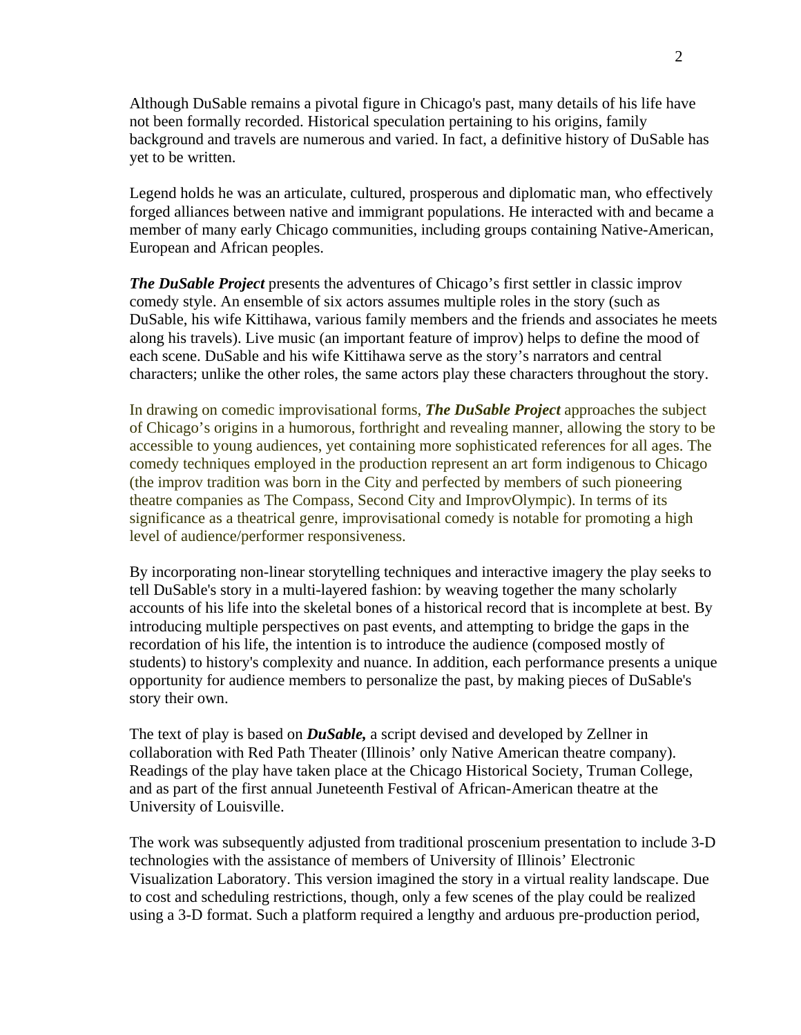Although DuSable remains a pivotal figure in Chicago's past, many details of his life have not been formally recorded. Historical speculation pertaining to his origins, family background and travels are numerous and varied. In fact, a definitive history of DuSable has yet to be written.

Legend holds he was an articulate, cultured, prosperous and diplomatic man, who effectively forged alliances between native and immigrant populations. He interacted with and became a member of many early Chicago communities, including groups containing Native-American, European and African peoples.

***The DuSable Project*** presents the adventures of Chicago's first settler in classic improv comedy style. An ensemble of six actors assumes multiple roles in the story (such as DuSable, his wife Kittihawa, various family members and the friends and associates he meets along his travels). Live music (an important feature of improv) helps to define the mood of each scene. DuSable and his wife Kittihawa serve as the story's narrators and central characters; unlike the other roles, the same actors play these characters throughout the story.

In drawing on comedic improvisational forms, ***The DuSable Project*** approaches the subject of Chicago's origins in a humorous, forthright and revealing manner, allowing the story to be accessible to young audiences, yet containing more sophisticated references for all ages. The comedy techniques employed in the production represent an art form indigenous to Chicago (the improv tradition was born in the City and perfected by members of such pioneering theatre companies as The Compass, Second City and ImprovOlympic). In terms of its significance as a theatrical genre, improvisational comedy is notable for promoting a high level of audience/performer responsiveness.

By incorporating non-linear storytelling techniques and interactive imagery the play seeks to tell DuSable's story in a multi-layered fashion: by weaving together the many scholarly accounts of his life into the skeletal bones of a historical record that is incomplete at best. By introducing multiple perspectives on past events, and attempting to bridge the gaps in the recordation of his life, the intention is to introduce the audience (composed mostly of students) to history's complexity and nuance. In addition, each performance presents a unique opportunity for audience members to personalize the past, by making pieces of DuSable's story their own.

The text of play is based on ***DuSable,*** a script devised and developed by Zellner in collaboration with Red Path Theater (Illinois' only Native American theatre company). Readings of the play have taken place at the Chicago Historical Society, Truman College, and as part of the first annual Juneteenth Festival of African-American theatre at the University of Louisville.

The work was subsequently adjusted from traditional proscenium presentation to include 3-D technologies with the assistance of members of University of Illinois' Electronic Visualization Laboratory. This version imagined the story in a virtual reality landscape. Due to cost and scheduling restrictions, though, only a few scenes of the play could be realized using a 3-D format. Such a platform required a lengthy and arduous pre-production period,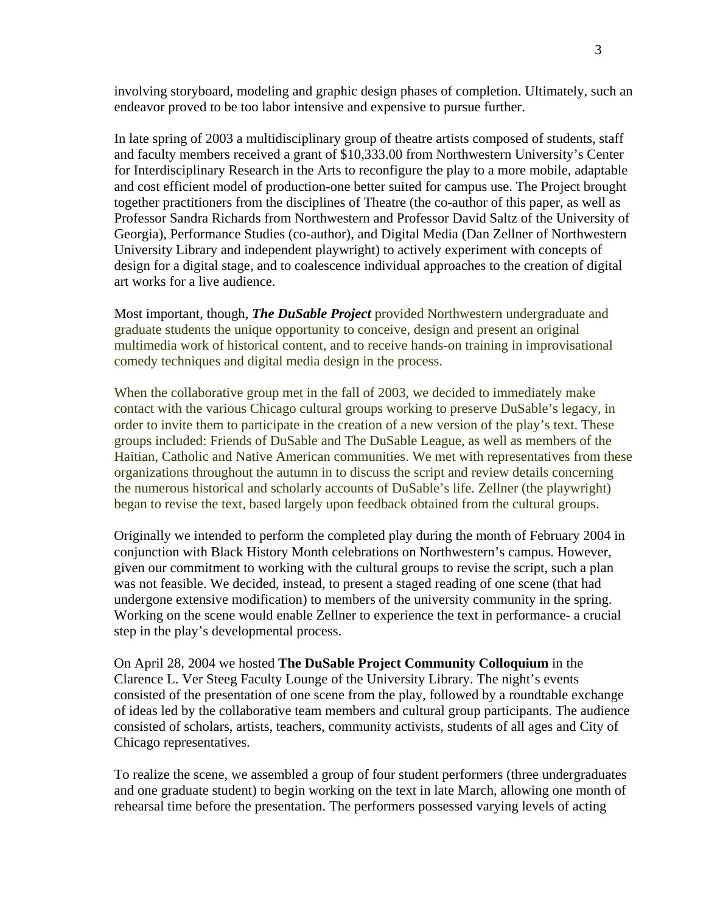involving storyboard, modeling and graphic design phases of completion. Ultimately, such an endeavor proved to be too labor intensive and expensive to pursue further.

In late spring of 2003 a multidisciplinary group of theatre artists composed of students, staff and faculty members received a grant of $10,333.00 from Northwestern University's Center for Interdisciplinary Research in the Arts to reconfigure the play to a more mobile, adaptable and cost efficient model of production-one better suited for campus use. The Project brought together practitioners from the disciplines of Theatre (the co-author of this paper, as well as Professor Sandra Richards from Northwestern and Professor David Saltz of the University of Georgia), Performance Studies (co-author), and Digital Media (Dan Zellner of Northwestern University Library and independent playwright) to actively experiment with concepts of design for a digital stage, and to coalescence individual approaches to the creation of digital art works for a live audience.

Most important, though, ***The DuSable Project*** provided Northwestern undergraduate and graduate students the unique opportunity to conceive, design and present an original multimedia work of historical content, and to receive hands-on training in improvisational comedy techniques and digital media design in the process.

When the collaborative group met in the fall of 2003, we decided to immediately make contact with the various Chicago cultural groups working to preserve DuSable's legacy, in order to invite them to participate in the creation of a new version of the play's text. These groups included: Friends of DuSable and The DuSable League, as well as members of the Haitian, Catholic and Native American communities. We met with representatives from these organizations throughout the autumn in to discuss the script and review details concerning the numerous historical and scholarly accounts of DuSable's life. Zellner (the playwright) began to revise the text, based largely upon feedback obtained from the cultural groups.

Originally we intended to perform the completed play during the month of February 2004 in conjunction with Black History Month celebrations on Northwestern's campus. However, given our commitment to working with the cultural groups to revise the script, such a plan was not feasible. We decided, instead, to present a staged reading of one scene (that had undergone extensive modification) to members of the university community in the spring. Working on the scene would enable Zellner to experience the text in performance- a crucial step in the play's developmental process.

On April 28, 2004 we hosted **The DuSable Project Community Colloquium** in the Clarence L. Ver Steeg Faculty Lounge of the University Library. The night's events consisted of the presentation of one scene from the play, followed by a roundtable exchange of ideas led by the collaborative team members and cultural group participants. The audience consisted of scholars, artists, teachers, community activists, students of all ages and City of Chicago representatives.

To realize the scene, we assembled a group of four student performers (three undergraduates and one graduate student) to begin working on the text in late March, allowing one month of rehearsal time before the presentation. The performers possessed varying levels of acting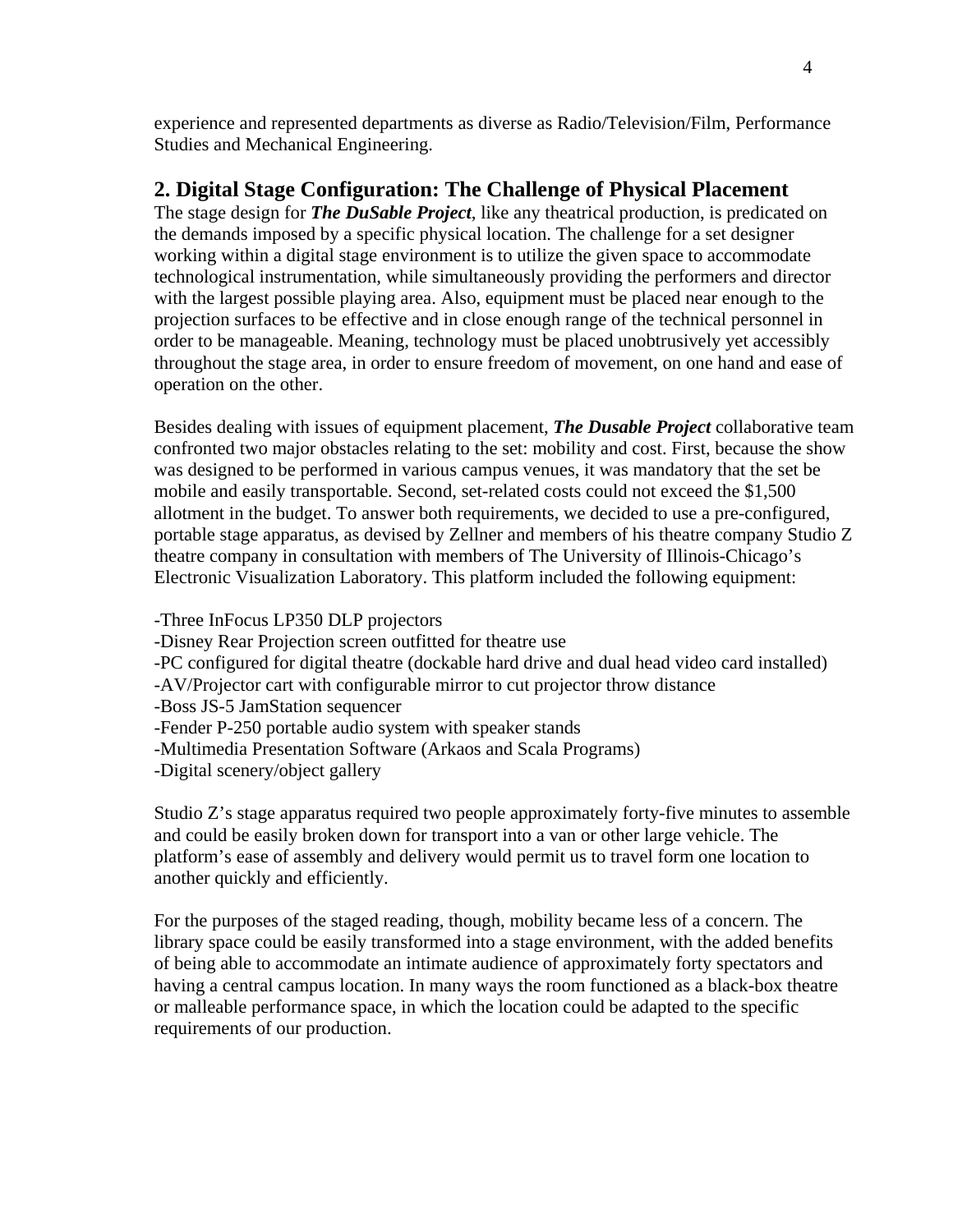experience and represented departments as diverse as Radio/Television/Film, Performance Studies and Mechanical Engineering.

## 2. Digital Stage Configuration: The Challenge of Physical Placement

The stage design for ***The DuSable Project***, like any theatrical production, is predicated on the demands imposed by a specific physical location. The challenge for a set designer working within a digital stage environment is to utilize the given space to accommodate technological instrumentation, while simultaneously providing the performers and director with the largest possible playing area. Also, equipment must be placed near enough to the projection surfaces to be effective and in close enough range of the technical personnel in order to be manageable. Meaning, technology must be placed unobtrusively yet accessibly throughout the stage area, in order to ensure freedom of movement, on one hand and ease of operation on the other.

Besides dealing with issues of equipment placement, ***The Dusable Project*** collaborative team confronted two major obstacles relating to the set: mobility and cost. First, because the show was designed to be performed in various campus venues, it was mandatory that the set be mobile and easily transportable. Second, set-related costs could not exceed the $1,500 allotment in the budget. To answer both requirements, we decided to use a pre-configured, portable stage apparatus, as devised by Zellner and members of his theatre company Studio Z theatre company in consultation with members of The University of Illinois-Chicago's Electronic Visualization Laboratory. This platform included the following equipment:

-Three InFocus LP350 DLP projectors
-Disney Rear Projection screen outfitted for theatre use
-PC configured for digital theatre (dockable hard drive and dual head video card installed)
-AV/Projector cart with configurable mirror to cut projector throw distance
-Boss JS-5 JamStation sequencer
-Fender P-250 portable audio system with speaker stands
-Multimedia Presentation Software (Arkaos and Scala Programs)
-Digital scenery/object gallery

Studio Z's stage apparatus required two people approximately forty-five minutes to assemble and could be easily broken down for transport into a van or other large vehicle. The platform's ease of assembly and delivery would permit us to travel form one location to another quickly and efficiently.

For the purposes of the staged reading, though, mobility became less of a concern. The library space could be easily transformed into a stage environment, with the added benefits of being able to accommodate an intimate audience of approximately forty spectators and having a central campus location. In many ways the room functioned as a black-box theatre or malleable performance space, in which the location could be adapted to the specific requirements of our production.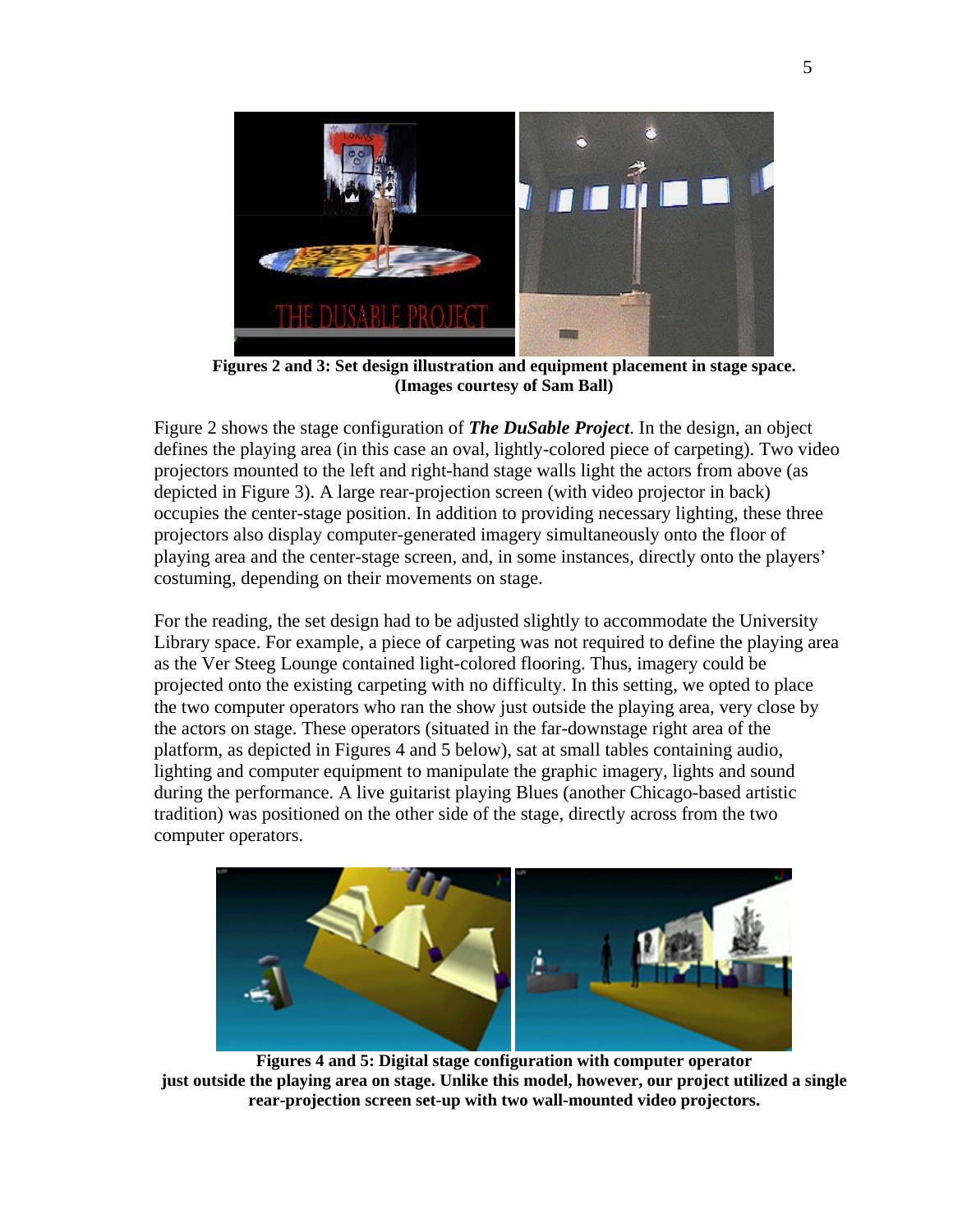**Figures 2 and 3: Set design illustration and equipment placement in stage space. (Images courtesy of Sam Ball)**

Figure 2 shows the stage configuration of ***The DuSable Project***. In the design, an object defines the playing area (in this case an oval, lightly-colored piece of carpeting). Two video projectors mounted to the left and right-hand stage walls light the actors from above (as depicted in Figure 3). A large rear-projection screen (with video projector in back) occupies the center-stage position. In addition to providing necessary lighting, these three projectors also display computer-generated imagery simultaneously onto the floor of playing area and the center-stage screen, and, in some instances, directly onto the players' costuming, depending on their movements on stage.

For the reading, the set design had to be adjusted slightly to accommodate the University Library space. For example, a piece of carpeting was not required to define the playing area as the Ver Steeg Lounge contained light-colored flooring. Thus, imagery could be projected onto the existing carpeting with no difficulty. In this setting, we opted to place the two computer operators who ran the show just outside the playing area, very close by the actors on stage. These operators (situated in the far-downstage right area of the platform, as depicted in Figures 4 and 5 below), sat at small tables containing audio, lighting and computer equipment to manipulate the graphic imagery, lights and sound during the performance. A live guitarist playing Blues (another Chicago-based artistic tradition) was positioned on the other side of the stage, directly across from the two computer operators.

**Figures 4 and 5: Digital stage configuration with computer operator just outside the playing area on stage. Unlike this model, however, our project utilized a single rear-projection screen set-up with two wall-mounted video projectors.**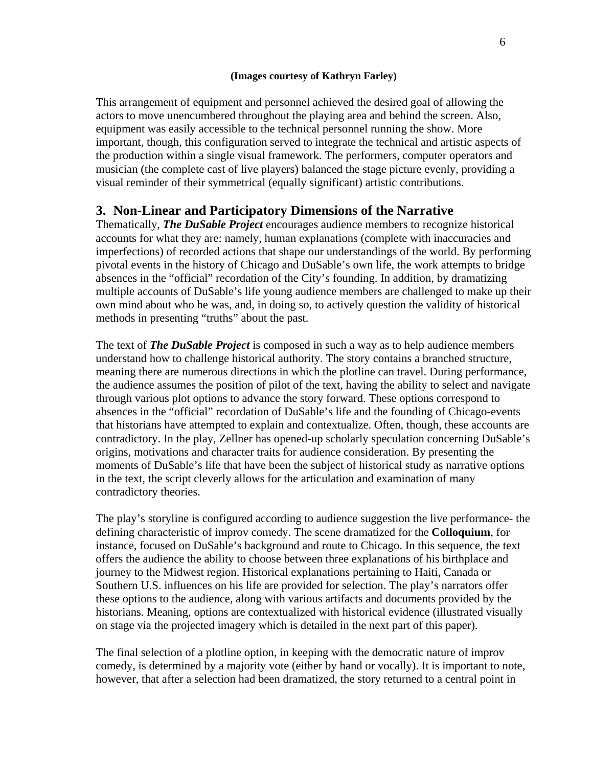**(Images courtesy of Kathryn Farley)**

This arrangement of equipment and personnel achieved the desired goal of allowing the actors to move unencumbered throughout the playing area and behind the screen. Also, equipment was easily accessible to the technical personnel running the show. More important, though, this configuration served to integrate the technical and artistic aspects of the production within a single visual framework. The performers, computer operators and musician (the complete cast of live players) balanced the stage picture evenly, providing a visual reminder of their symmetrical (equally significant) artistic contributions.

## 3. Non-Linear and Participatory Dimensions of the Narrative

Thematically, ***The DuSable Project*** encourages audience members to recognize historical accounts for what they are: namely, human explanations (complete with inaccuracies and imperfections) of recorded actions that shape our understandings of the world. By performing pivotal events in the history of Chicago and DuSable's own life, the work attempts to bridge absences in the "official" recordation of the City's founding. In addition, by dramatizing multiple accounts of DuSable's life young audience members are challenged to make up their own mind about who he was, and, in doing so, to actively question the validity of historical methods in presenting "truths" about the past.

The text of ***The DuSable Project*** is composed in such a way as to help audience members understand how to challenge historical authority. The story contains a branched structure, meaning there are numerous directions in which the plotline can travel. During performance, the audience assumes the position of pilot of the text, having the ability to select and navigate through various plot options to advance the story forward. These options correspond to absences in the "official" recordation of DuSable's life and the founding of Chicago-events that historians have attempted to explain and contextualize. Often, though, these accounts are contradictory. In the play, Zellner has opened-up scholarly speculation concerning DuSable's origins, motivations and character traits for audience consideration. By presenting the moments of DuSable's life that have been the subject of historical study as narrative options in the text, the script cleverly allows for the articulation and examination of many contradictory theories.

The play's storyline is configured according to audience suggestion the live performance- the defining characteristic of improv comedy. The scene dramatized for the **Colloquium**, for instance, focused on DuSable's background and route to Chicago. In this sequence, the text offers the audience the ability to choose between three explanations of his birthplace and journey to the Midwest region. Historical explanations pertaining to Haiti, Canada or Southern U.S. influences on his life are provided for selection. The play's narrators offer these options to the audience, along with various artifacts and documents provided by the historians. Meaning, options are contextualized with historical evidence (illustrated visually on stage via the projected imagery which is detailed in the next part of this paper).

The final selection of a plotline option, in keeping with the democratic nature of improv comedy, is determined by a majority vote (either by hand or vocally). It is important to note, however, that after a selection had been dramatized, the story returned to a central point in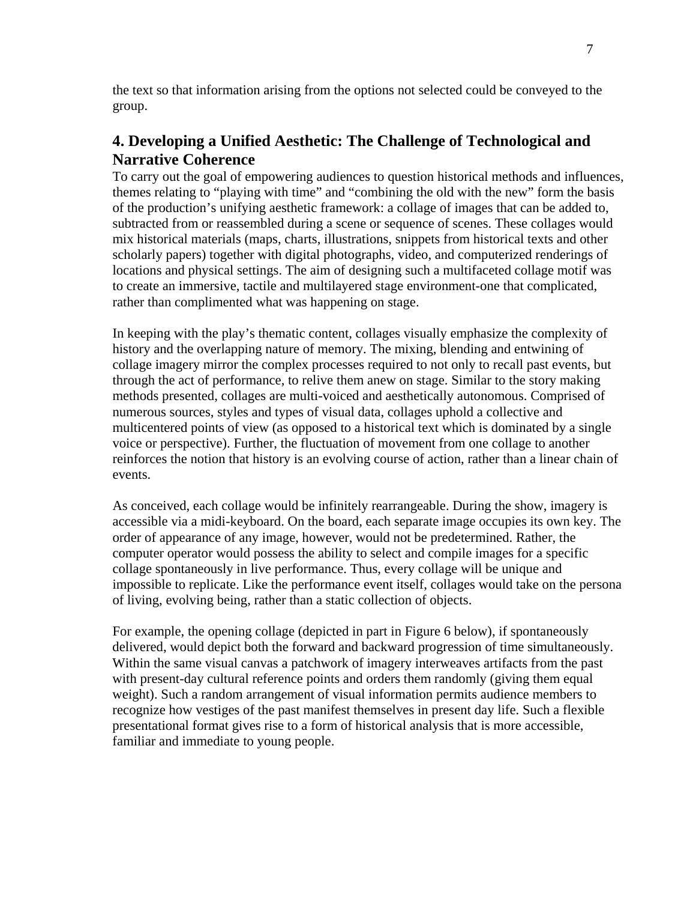the text so that information arising from the options not selected could be conveyed to the group.

## 4. Developing a Unified Aesthetic: The Challenge of Technological and Narrative Coherence

To carry out the goal of empowering audiences to question historical methods and influences, themes relating to "playing with time" and "combining the old with the new" form the basis of the production's unifying aesthetic framework: a collage of images that can be added to, subtracted from or reassembled during a scene or sequence of scenes. These collages would mix historical materials (maps, charts, illustrations, snippets from historical texts and other scholarly papers) together with digital photographs, video, and computerized renderings of locations and physical settings. The aim of designing such a multifaceted collage motif was to create an immersive, tactile and multilayered stage environment-one that complicated, rather than complimented what was happening on stage.

In keeping with the play's thematic content, collages visually emphasize the complexity of history and the overlapping nature of memory. The mixing, blending and entwining of collage imagery mirror the complex processes required to not only to recall past events, but through the act of performance, to relive them anew on stage. Similar to the story making methods presented, collages are multi-voiced and aesthetically autonomous. Comprised of numerous sources, styles and types of visual data, collages uphold a collective and multicentered points of view (as opposed to a historical text which is dominated by a single voice or perspective). Further, the fluctuation of movement from one collage to another reinforces the notion that history is an evolving course of action, rather than a linear chain of events.

As conceived, each collage would be infinitely rearrangeable. During the show, imagery is accessible via a midi-keyboard. On the board, each separate image occupies its own key. The order of appearance of any image, however, would not be predetermined. Rather, the computer operator would possess the ability to select and compile images for a specific collage spontaneously in live performance. Thus, every collage will be unique and impossible to replicate. Like the performance event itself, collages would take on the persona of living, evolving being, rather than a static collection of objects.

For example, the opening collage (depicted in part in Figure 6 below), if spontaneously delivered, would depict both the forward and backward progression of time simultaneously. Within the same visual canvas a patchwork of imagery interweaves artifacts from the past with present-day cultural reference points and orders them randomly (giving them equal weight). Such a random arrangement of visual information permits audience members to recognize how vestiges of the past manifest themselves in present day life. Such a flexible presentational format gives rise to a form of historical analysis that is more accessible, familiar and immediate to young people.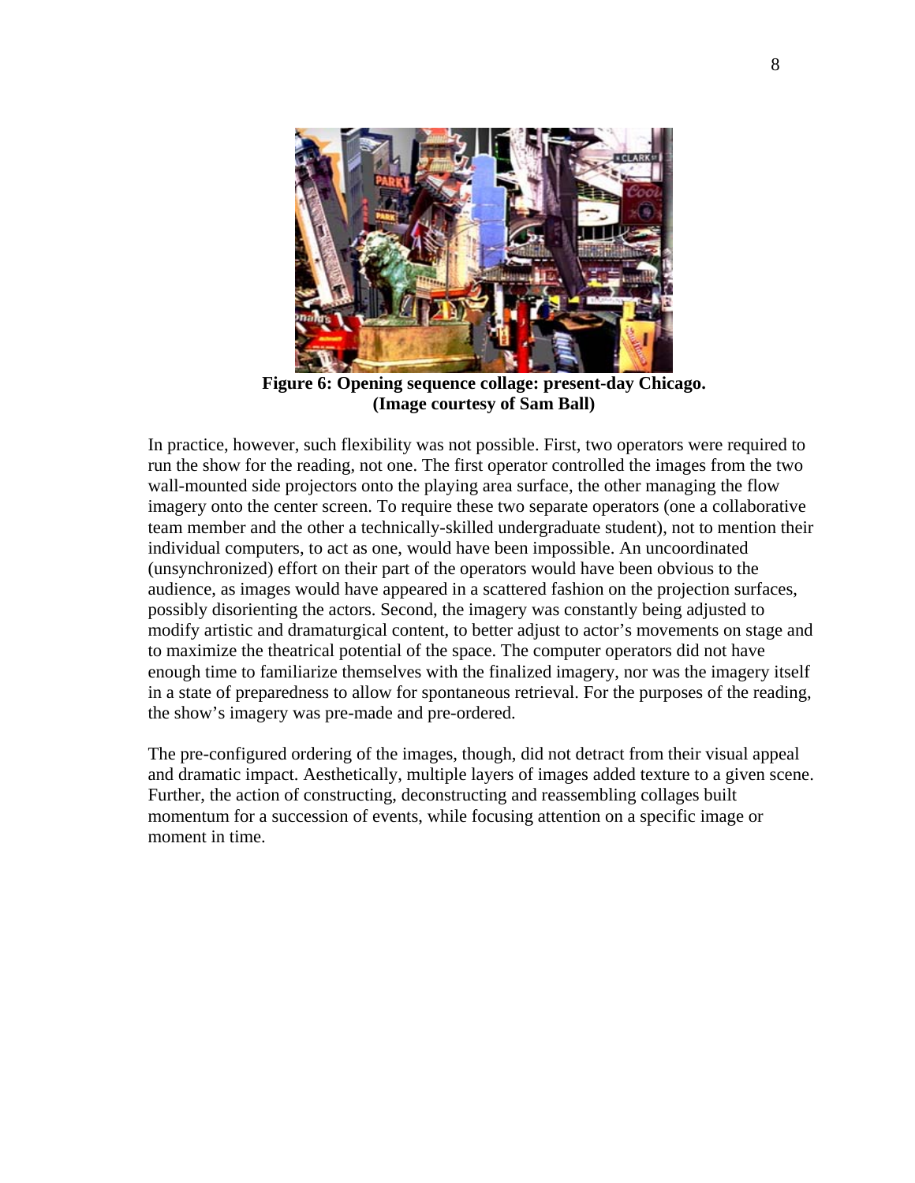**Figure 6: Opening sequence collage: present-day Chicago. (Image courtesy of Sam Ball)**

In practice, however, such flexibility was not possible. First, two operators were required to run the show for the reading, not one. The first operator controlled the images from the two wall-mounted side projectors onto the playing area surface, the other managing the flow imagery onto the center screen. To require these two separate operators (one a collaborative team member and the other a technically-skilled undergraduate student), not to mention their individual computers, to act as one, would have been impossible. An uncoordinated (unsynchronized) effort on their part of the operators would have been obvious to the audience, as images would have appeared in a scattered fashion on the projection surfaces, possibly disorienting the actors. Second, the imagery was constantly being adjusted to modify artistic and dramaturgical content, to better adjust to actor's movements on stage and to maximize the theatrical potential of the space. The computer operators did not have enough time to familiarize themselves with the finalized imagery, nor was the imagery itself in a state of preparedness to allow for spontaneous retrieval. For the purposes of the reading, the show's imagery was pre-made and pre-ordered.

The pre-configured ordering of the images, though, did not detract from their visual appeal and dramatic impact. Aesthetically, multiple layers of images added texture to a given scene. Further, the action of constructing, deconstructing and reassembling collages built momentum for a succession of events, while focusing attention on a specific image or moment in time.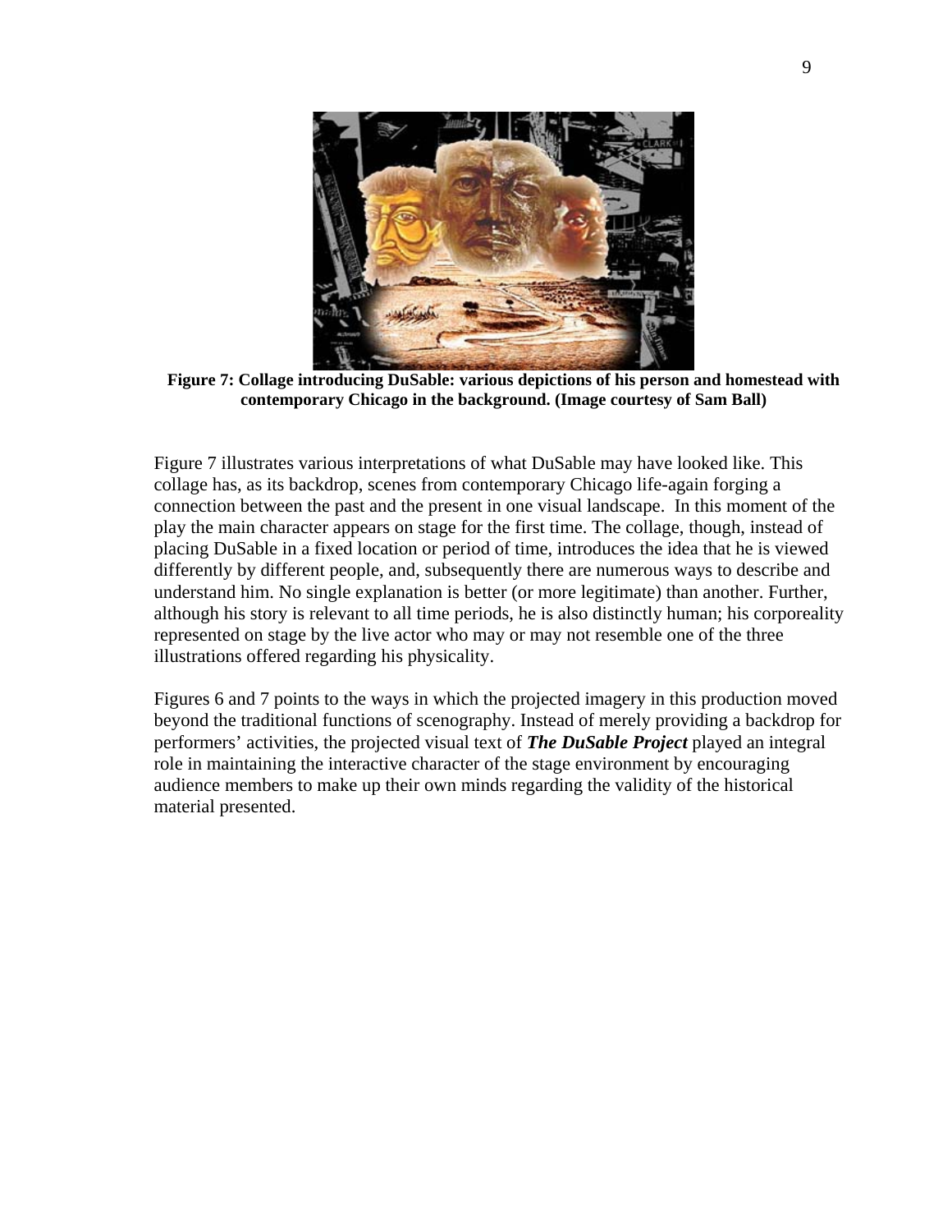**Figure 7: Collage introducing DuSable: various depictions of his person and homestead with contemporary Chicago in the background. (Image courtesy of Sam Ball)**

Figure 7 illustrates various interpretations of what DuSable may have looked like. This collage has, as its backdrop, scenes from contemporary Chicago life-again forging a connection between the past and the present in one visual landscape. In this moment of the play the main character appears on stage for the first time. The collage, though, instead of placing DuSable in a fixed location or period of time, introduces the idea that he is viewed differently by different people, and, subsequently there are numerous ways to describe and understand him. No single explanation is better (or more legitimate) than another. Further, although his story is relevant to all time periods, he is also distinctly human; his corporeality represented on stage by the live actor who may or may not resemble one of the three illustrations offered regarding his physicality.

Figures 6 and 7 points to the ways in which the projected imagery in this production moved beyond the traditional functions of scenography. Instead of merely providing a backdrop for performers' activities, the projected visual text of ***The DuSable Project*** played an integral role in maintaining the interactive character of the stage environment by encouraging audience members to make up their own minds regarding the validity of the historical material presented.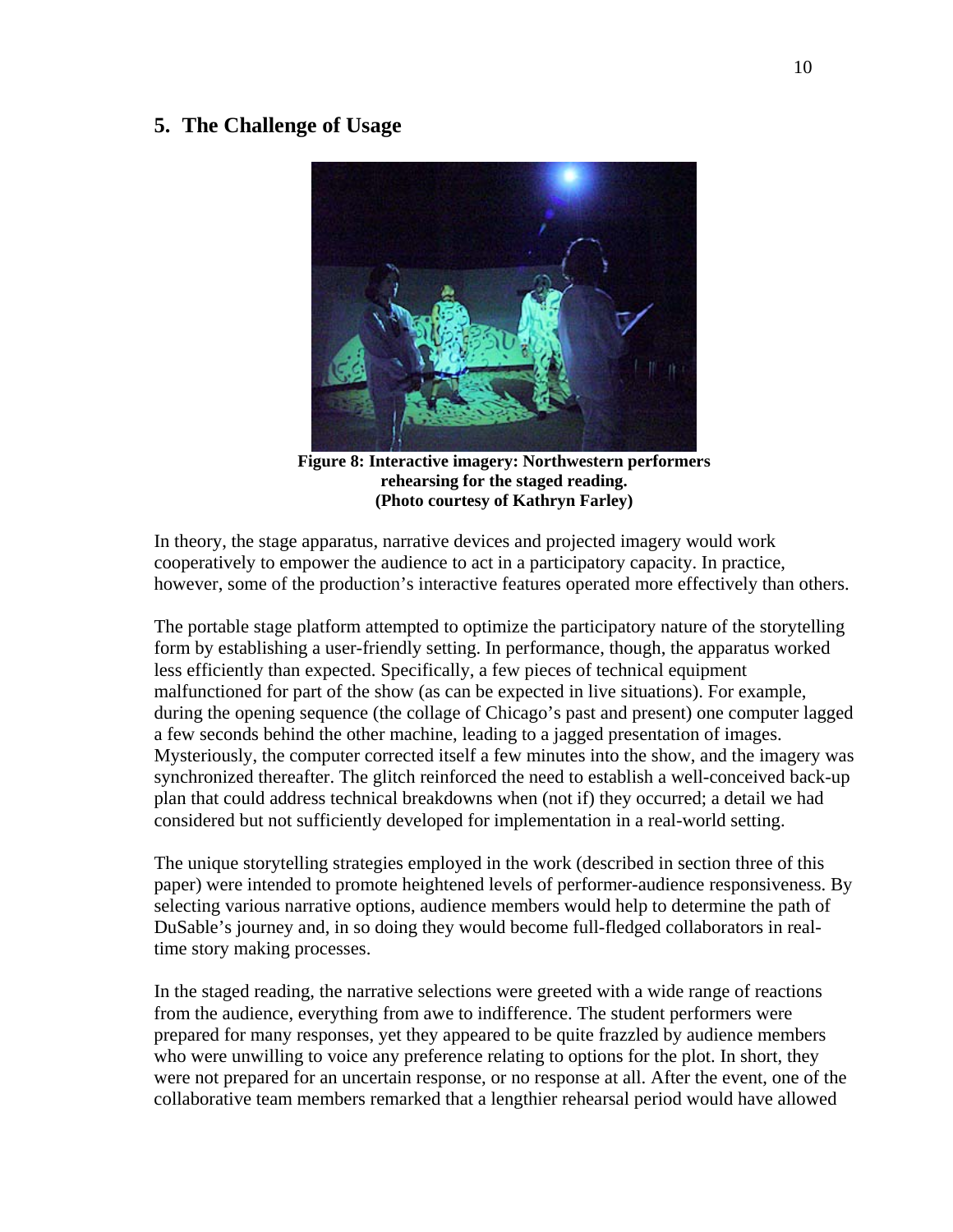## 5. The Challenge of Usage

**Figure 8: Interactive imagery: Northwestern performers rehearsing for the staged reading. (Photo courtesy of Kathryn Farley)**

In theory, the stage apparatus, narrative devices and projected imagery would work cooperatively to empower the audience to act in a participatory capacity. In practice, however, some of the production's interactive features operated more effectively than others.

The portable stage platform attempted to optimize the participatory nature of the storytelling form by establishing a user-friendly setting. In performance, though, the apparatus worked less efficiently than expected. Specifically, a few pieces of technical equipment malfunctioned for part of the show (as can be expected in live situations). For example, during the opening sequence (the collage of Chicago's past and present) one computer lagged a few seconds behind the other machine, leading to a jagged presentation of images. Mysteriously, the computer corrected itself a few minutes into the show, and the imagery was synchronized thereafter. The glitch reinforced the need to establish a well-conceived back-up plan that could address technical breakdowns when (not if) they occurred; a detail we had considered but not sufficiently developed for implementation in a real-world setting.

The unique storytelling strategies employed in the work (described in section three of this paper) were intended to promote heightened levels of performer-audience responsiveness. By selecting various narrative options, audience members would help to determine the path of DuSable's journey and, in so doing they would become full-fledged collaborators in real-time story making processes.

In the staged reading, the narrative selections were greeted with a wide range of reactions from the audience, everything from awe to indifference. The student performers were prepared for many responses, yet they appeared to be quite frazzled by audience members who were unwilling to voice any preference relating to options for the plot. In short, they were not prepared for an uncertain response, or no response at all. After the event, one of the collaborative team members remarked that a lengthier rehearsal period would have allowed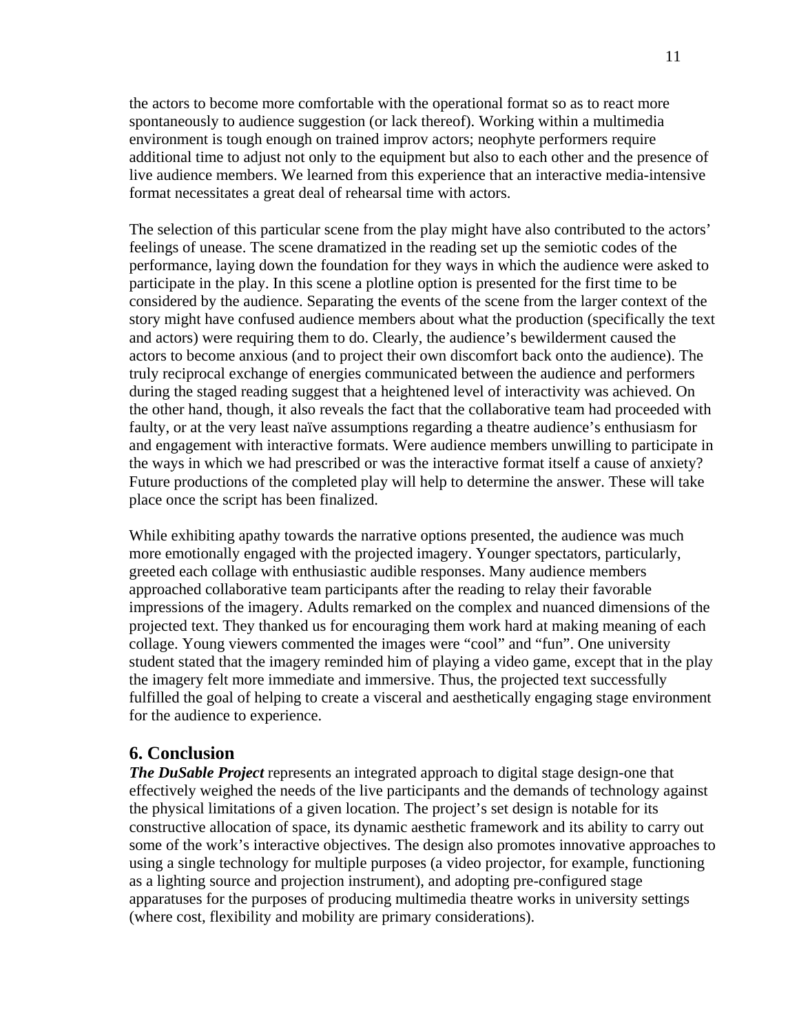the actors to become more comfortable with the operational format so as to react more spontaneously to audience suggestion (or lack thereof). Working within a multimedia environment is tough enough on trained improv actors; neophyte performers require additional time to adjust not only to the equipment but also to each other and the presence of live audience members. We learned from this experience that an interactive media-intensive format necessitates a great deal of rehearsal time with actors.

The selection of this particular scene from the play might have also contributed to the actors' feelings of unease. The scene dramatized in the reading set up the semiotic codes of the performance, laying down the foundation for they ways in which the audience were asked to participate in the play. In this scene a plotline option is presented for the first time to be considered by the audience. Separating the events of the scene from the larger context of the story might have confused audience members about what the production (specifically the text and actors) were requiring them to do. Clearly, the audience's bewilderment caused the actors to become anxious (and to project their own discomfort back onto the audience). The truly reciprocal exchange of energies communicated between the audience and performers during the staged reading suggest that a heightened level of interactivity was achieved. On the other hand, though, it also reveals the fact that the collaborative team had proceeded with faulty, or at the very least naïve assumptions regarding a theatre audience's enthusiasm for and engagement with interactive formats. Were audience members unwilling to participate in the ways in which we had prescribed or was the interactive format itself a cause of anxiety? Future productions of the completed play will help to determine the answer. These will take place once the script has been finalized.

While exhibiting apathy towards the narrative options presented, the audience was much more emotionally engaged with the projected imagery. Younger spectators, particularly, greeted each collage with enthusiastic audible responses. Many audience members approached collaborative team participants after the reading to relay their favorable impressions of the imagery. Adults remarked on the complex and nuanced dimensions of the projected text. They thanked us for encouraging them work hard at making meaning of each collage. Young viewers commented the images were "cool" and "fun". One university student stated that the imagery reminded him of playing a video game, except that in the play the imagery felt more immediate and immersive. Thus, the projected text successfully fulfilled the goal of helping to create a visceral and aesthetically engaging stage environment for the audience to experience.

## 6. Conclusion

***The DuSable Project*** represents an integrated approach to digital stage design-one that effectively weighed the needs of the live participants and the demands of technology against the physical limitations of a given location. The project's set design is notable for its constructive allocation of space, its dynamic aesthetic framework and its ability to carry out some of the work's interactive objectives. The design also promotes innovative approaches to using a single technology for multiple purposes (a video projector, for example, functioning as a lighting source and projection instrument), and adopting pre-configured stage apparatuses for the purposes of producing multimedia theatre works in university settings (where cost, flexibility and mobility are primary considerations).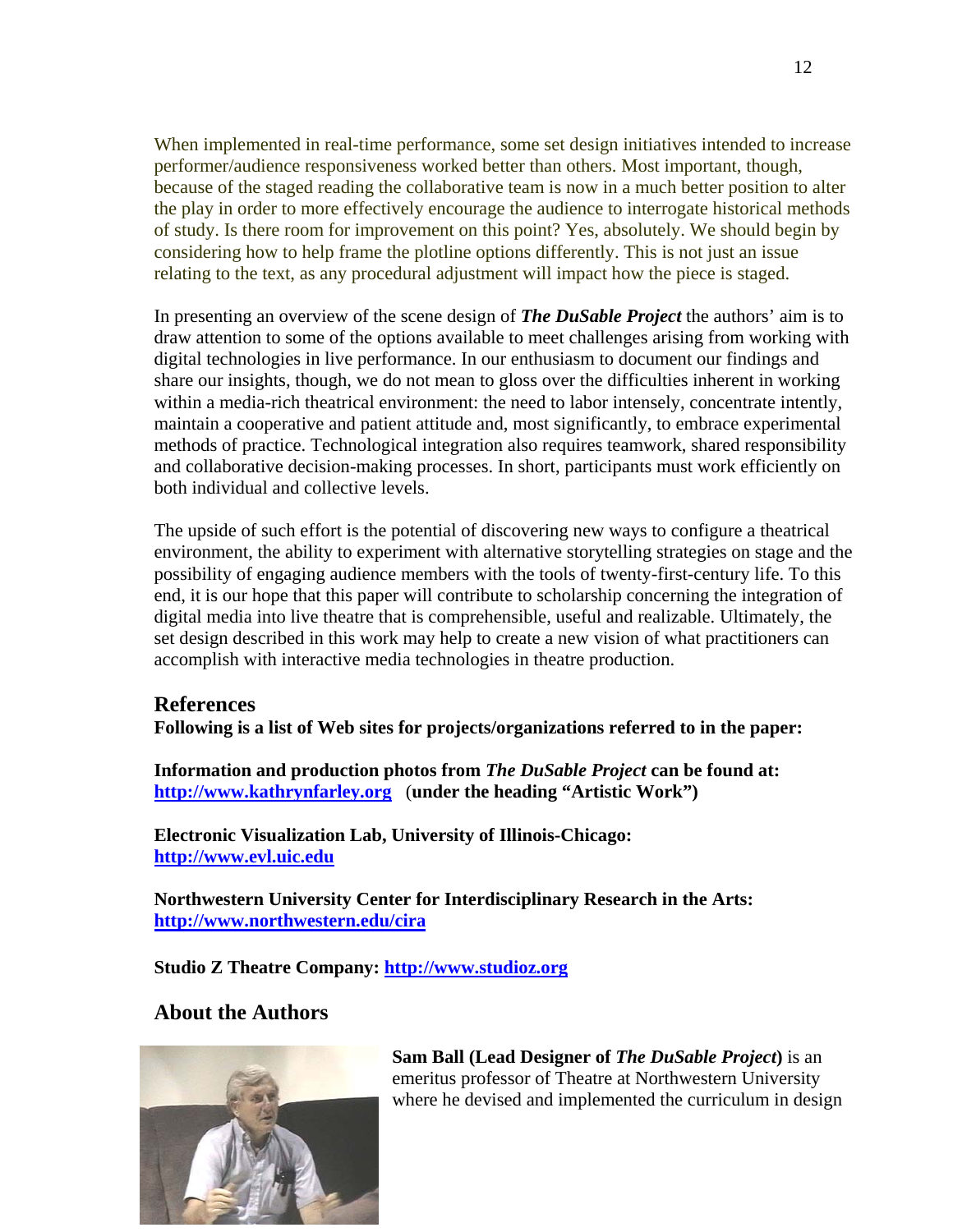When implemented in real-time performance, some set design initiatives intended to increase performer/audience responsiveness worked better than others. Most important, though, because of the staged reading the collaborative team is now in a much better position to alter the play in order to more effectively encourage the audience to interrogate historical methods of study. Is there room for improvement on this point? Yes, absolutely. We should begin by considering how to help frame the plotline options differently. This is not just an issue relating to the text, as any procedural adjustment will impact how the piece is staged.

In presenting an overview of the scene design of ***The DuSable Project*** the authors' aim is to draw attention to some of the options available to meet challenges arising from working with digital technologies in live performance. In our enthusiasm to document our findings and share our insights, though, we do not mean to gloss over the difficulties inherent in working within a media-rich theatrical environment: the need to labor intensely, concentrate intently, maintain a cooperative and patient attitude and, most significantly, to embrace experimental methods of practice. Technological integration also requires teamwork, shared responsibility and collaborative decision-making processes. In short, participants must work efficiently on both individual and collective levels.

The upside of such effort is the potential of discovering new ways to configure a theatrical environment, the ability to experiment with alternative storytelling strategies on stage and the possibility of engaging audience members with the tools of twenty-first-century life. To this end, it is our hope that this paper will contribute to scholarship concerning the integration of digital media into live theatre that is comprehensible, useful and realizable. Ultimately, the set design described in this work may help to create a new vision of what practitioners can accomplish with interactive media technologies in theatre production.

## References

**Following is a list of Web sites for projects/organizations referred to in the paper:**

**Information and production photos from *The DuSable Project* can be found at: [http://www.kathrynfarley.org](http://www.kathrynfarley.org) (under the heading "Artistic Work")**

**Electronic Visualization Lab, University of Illinois-Chicago: [http://www.evl.uic.edu](http://www.evl.uic.edu)**

**Northwestern University Center for Interdisciplinary Research in the Arts: [http://www.northwestern.edu/cira](http://www.northwestern.edu/cira)**

**Studio Z Theatre Company: [http://www.studioz.org](http://www.studioz.org)**

## About the Authors

**Sam Ball (Lead Designer of *The DuSable Project*)** is an emeritus professor of Theatre at Northwestern University where he devised and implemented the curriculum in design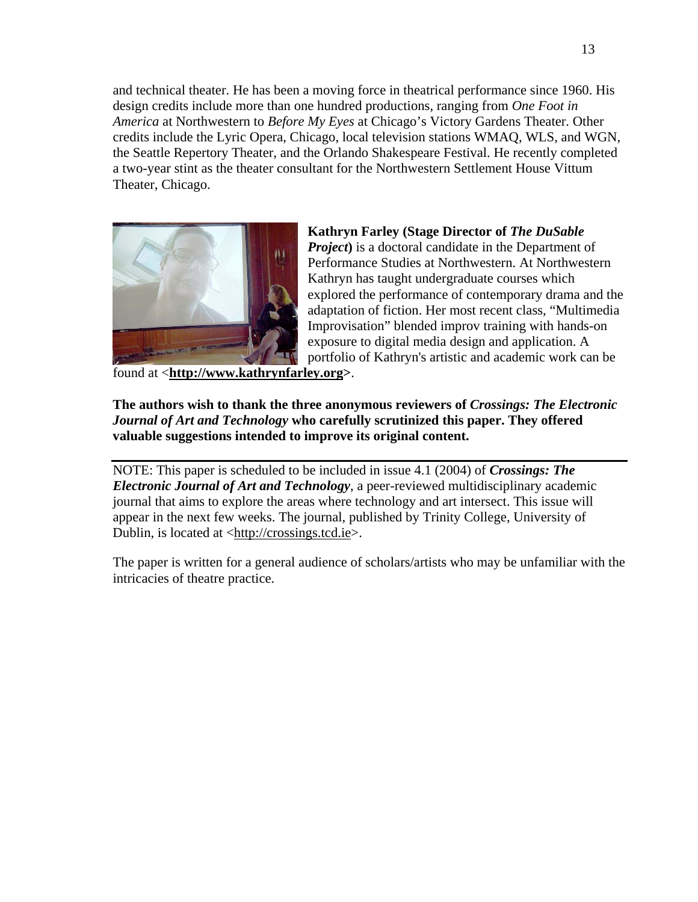and technical theater. He has been a moving force in theatrical performance since 1960. His design credits include more than one hundred productions, ranging from *One Foot in America* at Northwestern to *Before My Eyes* at Chicago's Victory Gardens Theater. Other credits include the Lyric Opera, Chicago, local television stations WMAQ, WLS, and WGN, the Seattle Repertory Theater, and the Orlando Shakespeare Festival. He recently completed a two-year stint as the theater consultant for the Northwestern Settlement House Vittum Theater, Chicago.

**Kathryn Farley (Stage Director of *The DuSable Project*)** is a doctoral candidate in the Department of Performance Studies at Northwestern. At Northwestern Kathryn has taught undergraduate courses which explored the performance of contemporary drama and the adaptation of fiction. Her most recent class, "Multimedia Improvisation" blended improv training with hands-on exposure to digital media design and application. A portfolio of Kathryn's artistic and academic work can be found at <**http://www.kathrynfarley.org**>.

**The authors wish to thank the three anonymous reviewers of *Crossings: The Electronic Journal of Art and Technology* who carefully scrutinized this paper. They offered valuable suggestions intended to improve its original content.**

---

NOTE: This paper is scheduled to be included in issue 4.1 (2004) of ***Crossings: The Electronic Journal of Art and Technology***, a peer-reviewed multidisciplinary academic journal that aims to explore the areas where technology and art intersect. This issue will appear in the next few weeks. The journal, published by Trinity College, University of Dublin, is located at <http://crossings.tcd.ie>.

The paper is written for a general audience of scholars/artists who may be unfamiliar with the intricacies of theatre practice.